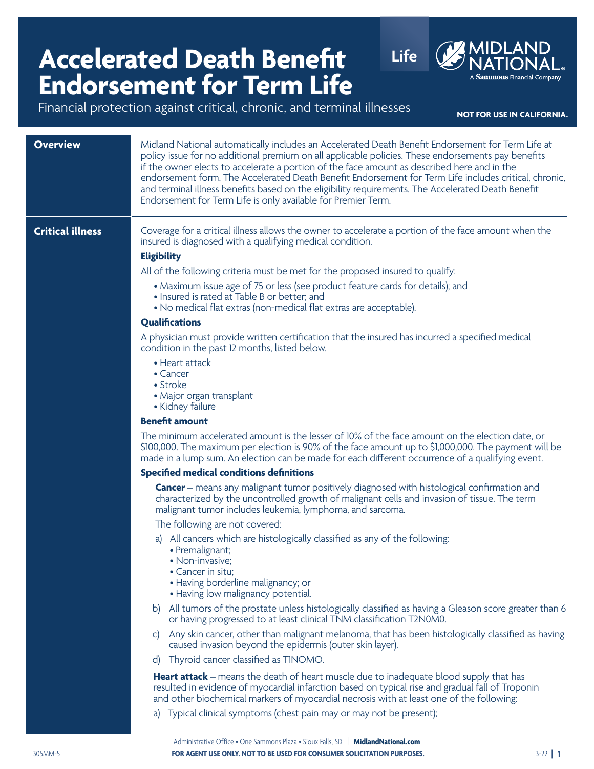# Accelerated Death Benefit Endorsement for Term Life

Financial protection against critical, chronic, and terminal illnesses

Life

MIDLAND NATIONAL® A Sammons Financial Company

**NOT FOR USE IN CALIFORNIA.**

## Overview

Midland National automatically includes an Accelerated Death Benefit Endorsement for Term Life at policy issue for no additional premium on all applicable policies. These endorsements pay benefits if the owner elects to accelerate a portion of the face amount as described here and in the endorsement form. The Accelerated Death Benefit Endorsement for Term Life includes critical, chronic, and terminal illness benefits based on the eligibility requirements. The Accelerated Death Benefit Endorsement for Term Life is only available for Premier Term.

## Critical illness

Coverage for a critical illness allows the owner to accelerate a portion of the face amount when the insured is diagnosed with a qualifying medical condition.

### Eligibility

All of the following criteria must be met for the proposed insured to qualify:

- Maximum issue age of 75 or less (see product feature cards for details); and
- Insured is rated at Table B or better; and
- No medical flat extras (non-medical flat extras are acceptable).

### Qualifications

A physician must provide written certification that the insured has incurred a specified medical condition in the past 12 months, listed below.

- Heart attack
- Cancer
- Stroke
- Major organ transplant
- Kidney failure

### Benefit amount

The minimum accelerated amount is the lesser of 10% of the face amount on the election date, or $100,000. The maximum per election is 90% of the face amount up to $1,000,000. The payment will be made in a lump sum. An election can be made for each different occurrence of a qualifying event.

### Specified medical conditions definitions

**Cancer** – means any malignant tumor positively diagnosed with histological confirmation and characterized by the uncontrolled growth of malignant cells and invasion of tissue. The term malignant tumor includes leukemia, lymphoma, and sarcoma.

The following are not covered:

a) All cancers which are histologically classified as any of the following:
- Premalignant;
- Non-invasive;
- Cancer in situ;
- Having borderline malignancy; or
- Having low malignancy potential.

b) All tumors of the prostate unless histologically classified as having a Gleason score greater than 6 or having progressed to at least clinical TNM classification T2N0M0.

c) Any skin cancer, other than malignant melanoma, that has been histologically classified as having caused invasion beyond the epidermis (outer skin layer).

d) Thyroid cancer classified as T1N0M0.

**Heart attack** – means the death of heart muscle due to inadequate blood supply that has resulted in evidence of myocardial infarction based on typical rise and gradual fall of Troponin and other biochemical markers of myocardial necrosis with at least one of the following:

a) Typical clinical symptoms (chest pain may or may not be present);

Administrative Office • One Sammons Plaza • Sioux Falls, SD | **MidlandNational.com**

305MM-5 **FOR AGENT USE ONLY. NOT TO BE USED FOR CONSUMER SOLICITATION PURPOSES.** 3-22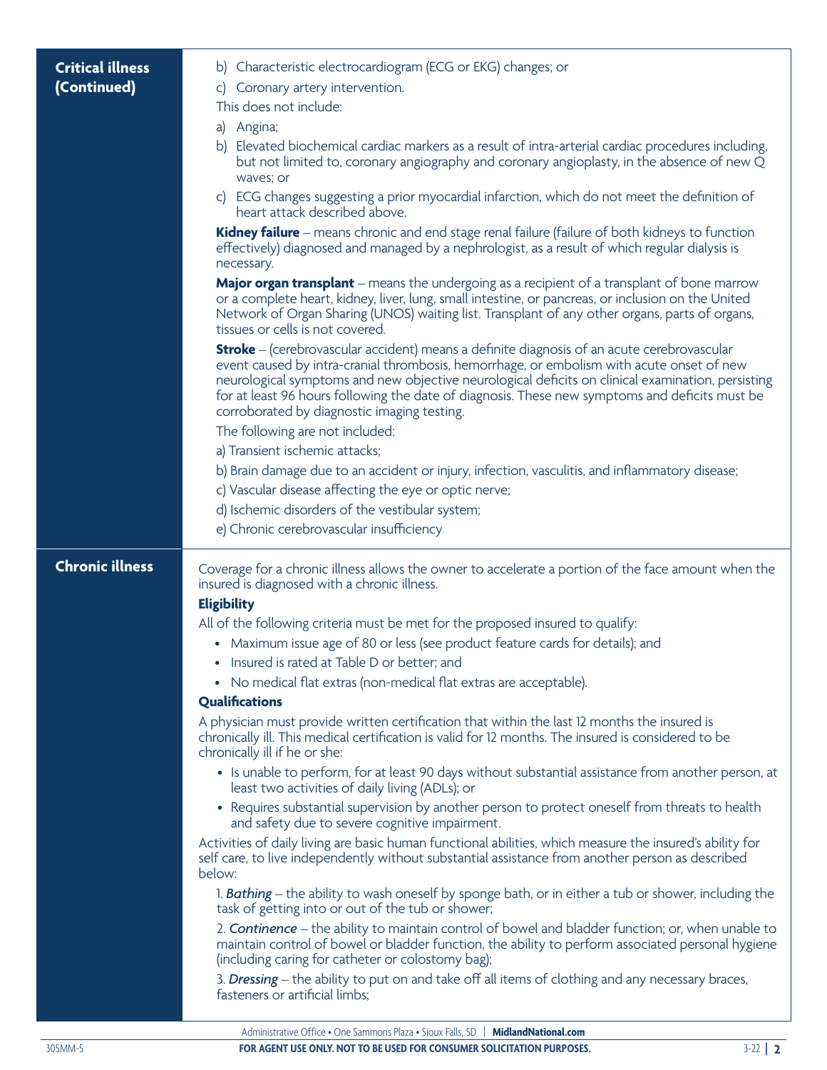## Critical illness (Continued)

b) Characteristic electrocardiogram (ECG or EKG) changes; or

c) Coronary artery intervention.

This does not include:

a) Angina;

b) Elevated biochemical cardiac markers as a result of intra-arterial cardiac procedures including, but not limited to, coronary angiography and coronary angioplasty, in the absence of new Q waves; or

c) ECG changes suggesting a prior myocardial infarction, which do not meet the definition of heart attack described above.

**Kidney failure** – means chronic and end stage renal failure (failure of both kidneys to function effectively) diagnosed and managed by a nephrologist, as a result of which regular dialysis is necessary.

**Major organ transplant** – means the undergoing as a recipient of a transplant of bone marrow or a complete heart, kidney, liver, lung, small intestine, or pancreas, or inclusion on the United Network of Organ Sharing (UNOS) waiting list. Transplant of any other organs, parts of organs, tissues or cells is not covered.

**Stroke** – (cerebrovascular accident) means a definite diagnosis of an acute cerebrovascular event caused by intra-cranial thrombosis, hemorrhage, or embolism with acute onset of new neurological symptoms and new objective neurological deficits on clinical examination, persisting for at least 96 hours following the date of diagnosis. These new symptoms and deficits must be corroborated by diagnostic imaging testing.

The following are not included:

a) Transient ischemic attacks;

b) Brain damage due to an accident or injury, infection, vasculitis, and inflammatory disease;

c) Vascular disease affecting the eye or optic nerve;

d) Ischemic disorders of the vestibular system;

e) Chronic cerebrovascular insufficiency

## Chronic illness

Coverage for a chronic illness allows the owner to accelerate a portion of the face amount when the insured is diagnosed with a chronic illness.

### Eligibility

All of the following criteria must be met for the proposed insured to qualify:

- Maximum issue age of 80 or less (see product feature cards for details); and
- Insured is rated at Table D or better; and
- No medical flat extras (non-medical flat extras are acceptable).

### Qualifications

A physician must provide written certification that within the last 12 months the insured is chronically ill. This medical certification is valid for 12 months. The insured is considered to be chronically ill if he or she:

- Is unable to perform, for at least 90 days without substantial assistance from another person, at least two activities of daily living (ADLs); or
- Requires substantial supervision by another person to protect oneself from threats to health and safety due to severe cognitive impairment.

Activities of daily living are basic human functional abilities, which measure the insured's ability for self care, to live independently without substantial assistance from another person as described below:

1. ***Bathing*** – the ability to wash oneself by sponge bath, or in either a tub or shower, including the task of getting into or out of the tub or shower;

2. ***Continence*** – the ability to maintain control of bowel and bladder function; or, when unable to maintain control of bowel or bladder function, the ability to perform associated personal hygiene (including caring for catheter or colostomy bag);

3. ***Dressing*** – the ability to put on and take off all items of clothing and any necessary braces, fasteners or artificial limbs;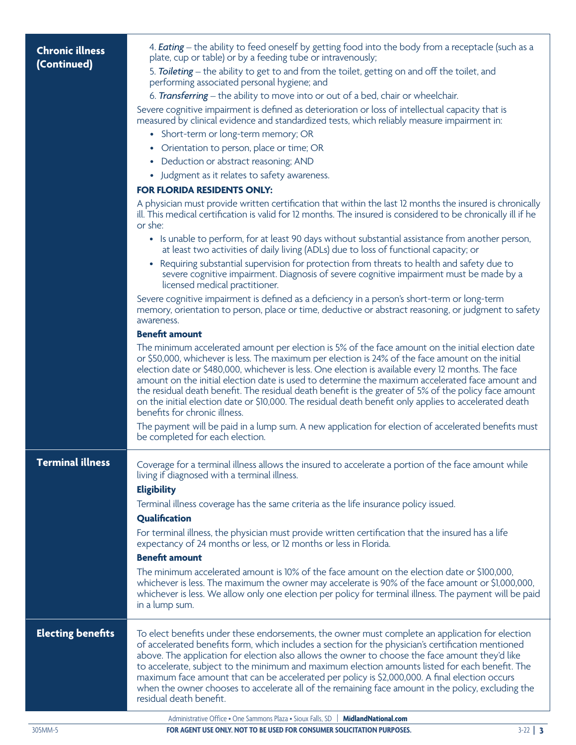## Chronic illness (Continued)

4. ***Eating*** – the ability to feed oneself by getting food into the body from a receptacle (such as a plate, cup or table) or by a feeding tube or intravenously;
5. ***Toileting*** – the ability to get to and from the toilet, getting on and off the toilet, and performing associated personal hygiene; and
6. ***Transferring*** – the ability to move into or out of a bed, chair or wheelchair.

Severe cognitive impairment is defined as deterioration or loss of intellectual capacity that is measured by clinical evidence and standardized tests, which reliably measure impairment in:

- Short-term or long-term memory; OR
- Orientation to person, place or time; OR
- Deduction or abstract reasoning; AND
- Judgment as it relates to safety awareness.

**FOR FLORIDA RESIDENTS ONLY:**

A physician must provide written certification that within the last 12 months the insured is chronically ill. This medical certification is valid for 12 months. The insured is considered to be chronically ill if he or she:

- Is unable to perform, for at least 90 days without substantial assistance from another person, at least two activities of daily living (ADLs) due to loss of functional capacity; or
- Requiring substantial supervision for protection from threats to health and safety due to severe cognitive impairment. Diagnosis of severe cognitive impairment must be made by a licensed medical practitioner.

Severe cognitive impairment is defined as a deficiency in a person's short-term or long-term memory, orientation to person, place or time, deductive or abstract reasoning, or judgment to safety awareness.

**Benefit amount**

The minimum accelerated amount per election is 5% of the face amount on the initial election date or $50,000, whichever is less. The maximum per election is 24% of the face amount on the initial election date or $480,000, whichever is less. One election is available every 12 months. The face amount on the initial election date is used to determine the maximum accelerated face amount and the residual death benefit. The residual death benefit is the greater of 5% of the policy face amount on the initial election date or $10,000. The residual death benefit only applies to accelerated death benefits for chronic illness.

The payment will be paid in a lump sum. A new application for election of accelerated benefits must be completed for each election.

## Terminal illness

Coverage for a terminal illness allows the insured to accelerate a portion of the face amount while living if diagnosed with a terminal illness.

**Eligibility**

Terminal illness coverage has the same criteria as the life insurance policy issued.

**Qualification**

For terminal illness, the physician must provide written certification that the insured has a life expectancy of 24 months or less, or 12 months or less in Florida.

**Benefit amount**

The minimum accelerated amount is 10% of the face amount on the election date or $100,000, whichever is less. The maximum the owner may accelerate is 90% of the face amount or $1,000,000, whichever is less. We allow only one election per policy for terminal illness. The payment will be paid in a lump sum.

## Electing benefits

To elect benefits under these endorsements, the owner must complete an application for election of accelerated benefits form, which includes a section for the physician's certification mentioned above. The application for election also allows the owner to choose the face amount they'd like to accelerate, subject to the minimum and maximum election amounts listed for each benefit. The maximum face amount that can be accelerated per policy is $2,000,000. A final election occurs when the owner chooses to accelerate all of the remaining face amount in the policy, excluding the residual death benefit.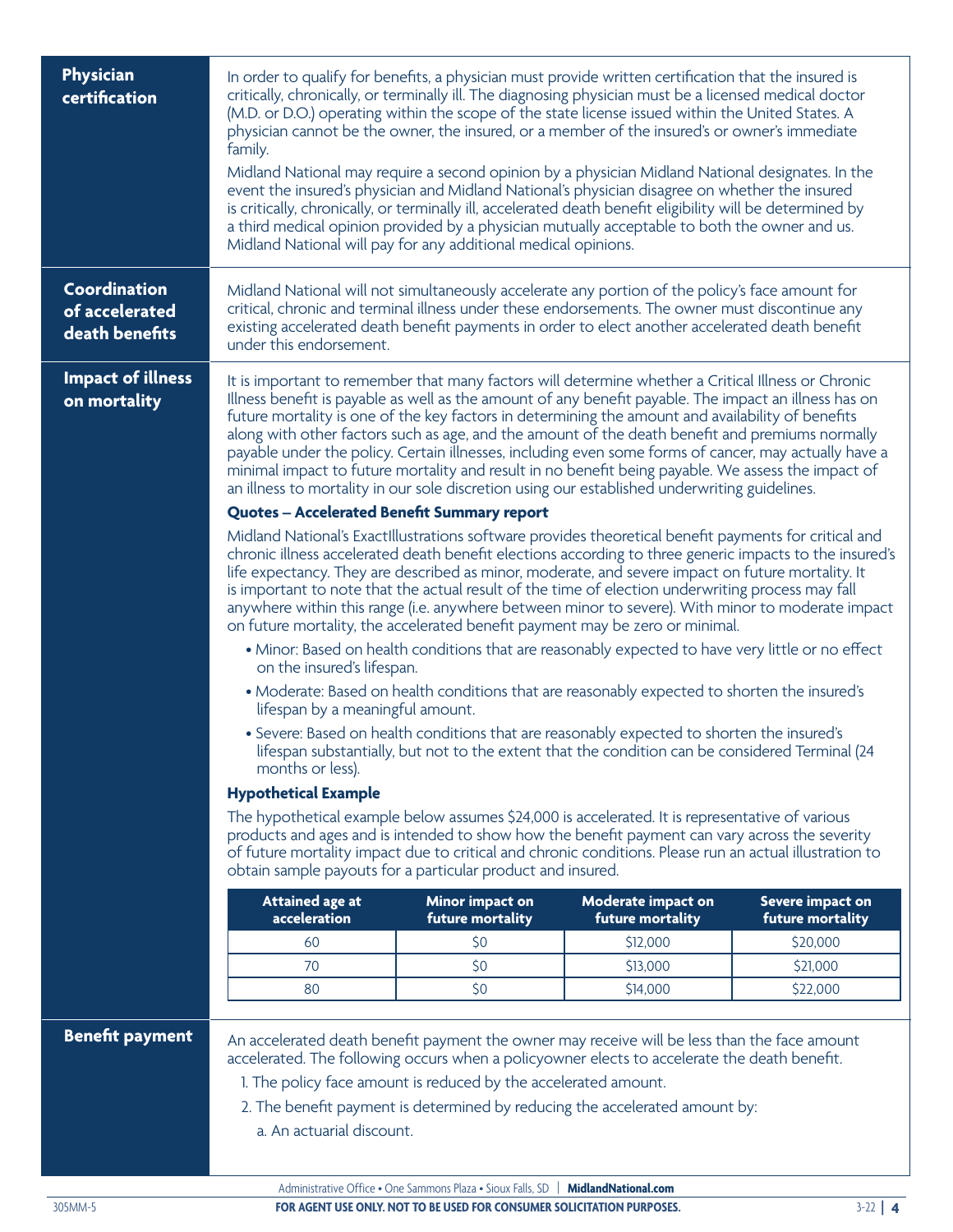## Physician certification

In order to qualify for benefits, a physician must provide written certification that the insured is critically, chronically, or terminally ill. The diagnosing physician must be a licensed medical doctor (M.D. or D.O.) operating within the scope of the state license issued within the United States. A physician cannot be the owner, the insured, or a member of the insured's or owner's immediate family.

Midland National may require a second opinion by a physician Midland National designates. In the event the insured's physician and Midland National's physician disagree on whether the insured is critically, chronically, or terminally ill, accelerated death benefit eligibility will be determined by a third medical opinion provided by a physician mutually acceptable to both the owner and us. Midland National will pay for any additional medical opinions.

## Coordination of accelerated death benefits

Midland National will not simultaneously accelerate any portion of the policy's face amount for critical, chronic and terminal illness under these endorsements. The owner must discontinue any existing accelerated death benefit payments in order to elect another accelerated death benefit under this endorsement.

## Impact of illness on mortality

It is important to remember that many factors will determine whether a Critical Illness or Chronic Illness benefit is payable as well as the amount of any benefit payable. The impact an illness has on future mortality is one of the key factors in determining the amount and availability of benefits along with other factors such as age, and the amount of the death benefit and premiums normally payable under the policy. Certain illnesses, including even some forms of cancer, may actually have a minimal impact to future mortality and result in no benefit being payable. We assess the impact of an illness to mortality in our sole discretion using our established underwriting guidelines.

### Quotes – Accelerated Benefit Summary report

Midland National's ExactIllustrations software provides theoretical benefit payments for critical and chronic illness accelerated death benefit elections according to three generic impacts to the insured's life expectancy. They are described as minor, moderate, and severe impact on future mortality. It is important to note that the actual result of the time of election underwriting process may fall anywhere within this range (i.e. anywhere between minor to severe). With minor to moderate impact on future mortality, the accelerated benefit payment may be zero or minimal.

- Minor: Based on health conditions that are reasonably expected to have very little or no effect on the insured's lifespan.
- Moderate: Based on health conditions that are reasonably expected to shorten the insured's lifespan by a meaningful amount.
- Severe: Based on health conditions that are reasonably expected to shorten the insured's lifespan substantially, but not to the extent that the condition can be considered Terminal (24 months or less).

### Hypothetical Example

The hypothetical example below assumes $24,000 is accelerated. It is representative of various products and ages and is intended to show how the benefit payment can vary across the severity of future mortality impact due to critical and chronic conditions. Please run an actual illustration to obtain sample payouts for a particular product and insured.

| Attained age at acceleration | Minor impact on future mortality | Moderate impact on future mortality | Severe impact on future mortality |
|---|---|---|---|
| 60 | $0 | $12,000 | $20,000 |
| 70 | $0 | $13,000 | $21,000 |
| 80 | $0 | $14,000 | $22,000 |

## Benefit payment

An accelerated death benefit payment the owner may receive will be less than the face amount accelerated. The following occurs when a policyowner elects to accelerate the death benefit.

1. The policy face amount is reduced by the accelerated amount.
2. The benefit payment is determined by reducing the accelerated amount by:
   a. An actuarial discount.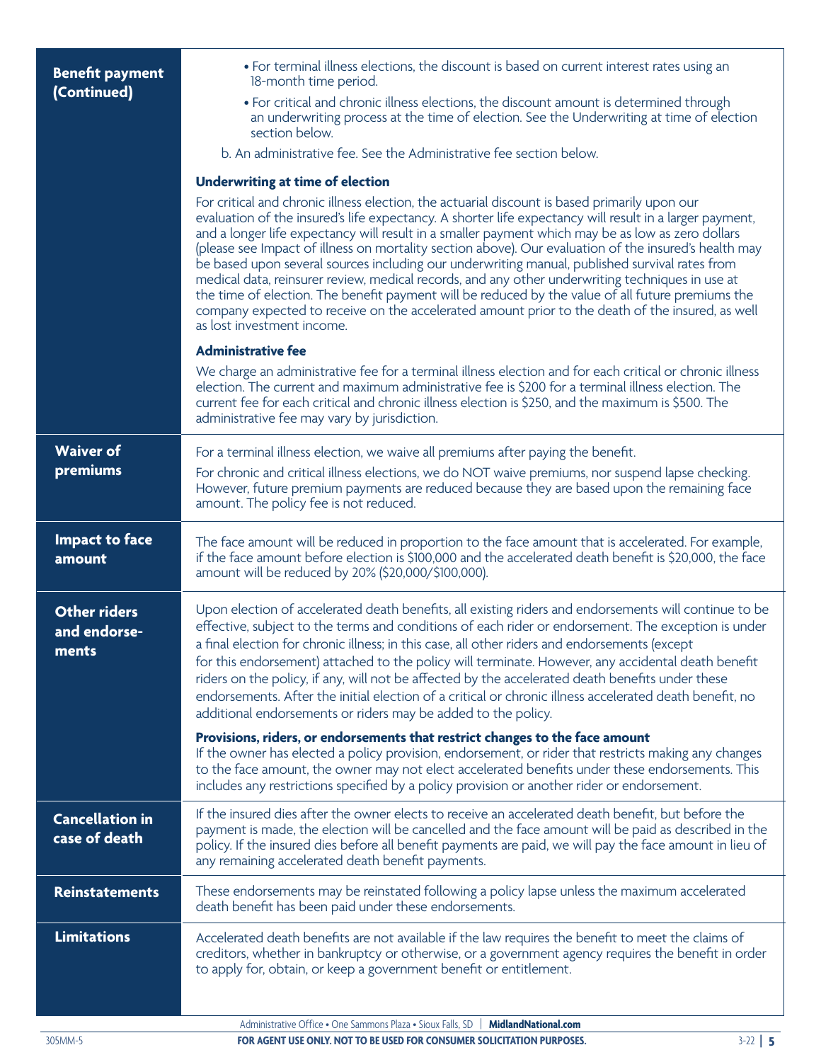| | |
|---|---|
| **Benefit payment (Continued)** | • For terminal illness elections, the discount is based on current interest rates using an 18-month time period.<br>• For critical and chronic illness elections, the discount amount is determined through an underwriting process at the time of election. See the Underwriting at time of election section below.<br>b. An administrative fee. See the Administrative fee section below.<br><br>**Underwriting at time of election**<br>For critical and chronic illness election, the actuarial discount is based primarily upon our evaluation of the insured's life expectancy. A shorter life expectancy will result in a larger payment, and a longer life expectancy will result in a smaller payment which may be as low as zero dollars (please see Impact of illness on mortality section above). Our evaluation of the insured's health may be based upon several sources including our underwriting manual, published survival rates from medical data, reinsurer review, medical records, and any other underwriting techniques in use at the time of election. The benefit payment will be reduced by the value of all future premiums the company expected to receive on the accelerated amount prior to the death of the insured, as well as lost investment income.<br><br>**Administrative fee**<br>We charge an administrative fee for a terminal illness election and for each critical or chronic illness election. The current and maximum administrative fee is $200 for a terminal illness election. The current fee for each critical and chronic illness election is $250, and the maximum is $500. The administrative fee may vary by jurisdiction. |
| **Waiver of premiums** | For a terminal illness election, we waive all premiums after paying the benefit.<br>For chronic and critical illness elections, we do NOT waive premiums, nor suspend lapse checking. However, future premium payments are reduced because they are based upon the remaining face amount. The policy fee is not reduced. |
| **Impact to face amount** | The face amount will be reduced in proportion to the face amount that is accelerated. For example, if the face amount before election is $100,000 and the accelerated death benefit is $20,000, the face amount will be reduced by 20% ($20,000/$100,000). |
| **Other riders and endorsements** | Upon election of accelerated death benefits, all existing riders and endorsements will continue to be effective, subject to the terms and conditions of each rider or endorsement. The exception is under a final election for chronic illness; in this case, all other riders and endorsements (except for this endorsement) attached to the policy will terminate. However, any accidental death benefit riders on the policy, if any, will not be affected by the accelerated death benefits under these endorsements. After the initial election of a critical or chronic illness accelerated death benefit, no additional endorsements or riders may be added to the policy.<br><br>**Provisions, riders, or endorsements that restrict changes to the face amount**<br>If the owner has elected a policy provision, endorsement, or rider that restricts making any changes to the face amount, the owner may not elect accelerated benefits under these endorsements. This includes any restrictions specified by a policy provision or another rider or endorsement. |
| **Cancellation in case of death** | If the insured dies after the owner elects to receive an accelerated death benefit, but before the payment is made, the election will be cancelled and the face amount will be paid as described in the policy. If the insured dies before all benefit payments are paid, we will pay the face amount in lieu of any remaining accelerated death benefit payments. |
| **Reinstatements** | These endorsements may be reinstated following a policy lapse unless the maximum accelerated death benefit has been paid under these endorsements. |
| **Limitations** | Accelerated death benefits are not available if the law requires the benefit to meet the claims of creditors, whether in bankruptcy or otherwise, or a government agency requires the benefit in order to apply for, obtain, or keep a government benefit or entitlement. |

Administrative Office • One Sammons Plaza • Sioux Falls, SD | **MidlandNational.com**

305MM-5 **FOR AGENT USE ONLY. NOT TO BE USED FOR CONSUMER SOLICITATION PURPOSES.** 3-22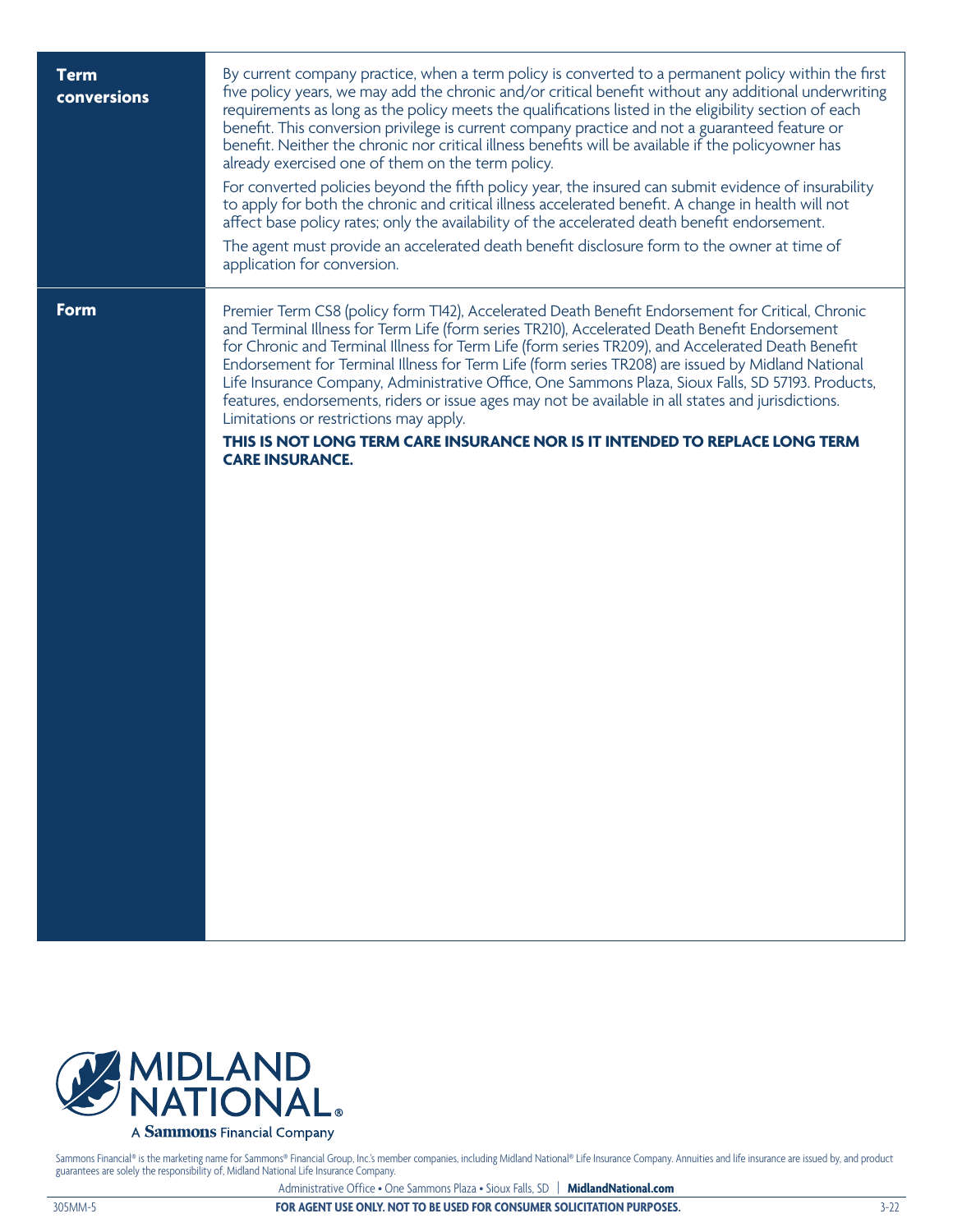| | |
|---|---|
| **Term conversions** | By current company practice, when a term policy is converted to a permanent policy within the first five policy years, we may add the chronic and/or critical benefit without any additional underwriting requirements as long as the policy meets the qualifications listed in the eligibility section of each benefit. This conversion privilege is current company practice and not a guaranteed feature or benefit. Neither the chronic nor critical illness benefits will be available if the policyowner has already exercised one of them on the term policy.<br><br>For converted policies beyond the fifth policy year, the insured can submit evidence of insurability to apply for both the chronic and critical illness accelerated benefit. A change in health will not affect base policy rates; only the availability of the accelerated death benefit endorsement.<br><br>The agent must provide an accelerated death benefit disclosure form to the owner at time of application for conversion. |
| **Form** | Premier Term CS8 (policy form T142), Accelerated Death Benefit Endorsement for Critical, Chronic and Terminal Illness for Term Life (form series TR210), Accelerated Death Benefit Endorsement for Chronic and Terminal Illness for Term Life (form series TR209), and Accelerated Death Benefit Endorsement for Terminal Illness for Term Life (form series TR208) are issued by Midland National Life Insurance Company, Administrative Office, One Sammons Plaza, Sioux Falls, SD 57193. Products, features, endorsements, riders or issue ages may not be available in all states and jurisdictions. Limitations or restrictions may apply.<br><br>**THIS IS NOT LONG TERM CARE INSURANCE NOR IS IT INTENDED TO REPLACE LONG TERM CARE INSURANCE.** |

MIDLAND NATIONAL®
A Sammons Financial Company

Sammons Financial® is the marketing name for Sammons® Financial Group, Inc.'s member companies, including Midland National® Life Insurance Company. Annuities and life insurance are issued by, and product guarantees are solely the responsibility of, Midland National Life Insurance Company.

Administrative Office • One Sammons Plaza • Sioux Falls, SD | **MidlandNational.com**

305MM-5 **FOR AGENT USE ONLY. NOT TO BE USED FOR CONSUMER SOLICITATION PURPOSES.** 3-22